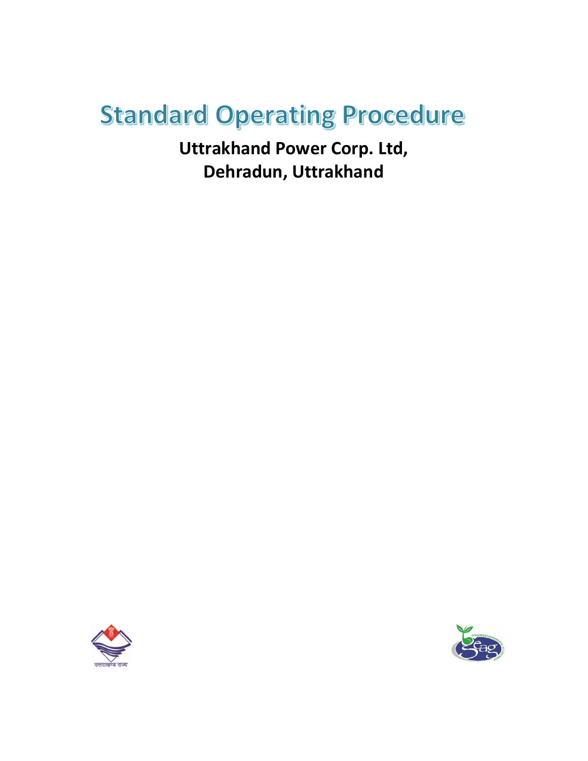# Standard Operating Procedure

**Uttrakhand Power Corp. Ltd, Dehradun, Uttrakhand**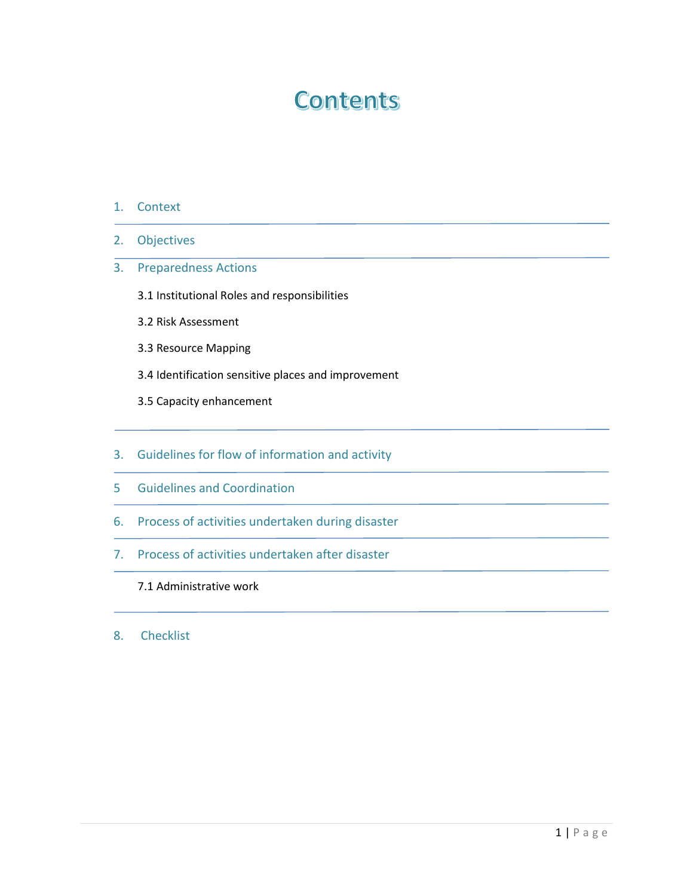# Contents

1. Context
2. Objectives
3. Preparedness Actions
   - 3.1 Institutional Roles and responsibilities
   - 3.2 Risk Assessment
   - 3.3 Resource Mapping
   - 3.4 Identification sensitive places and improvement
   - 3.5 Capacity enhancement
3. Guidelines for flow of information and activity
5 Guidelines and Coordination
6. Process of activities undertaken during disaster
7. Process of activities undertaken after disaster
   - 7.1 Administrative work
8. Checklist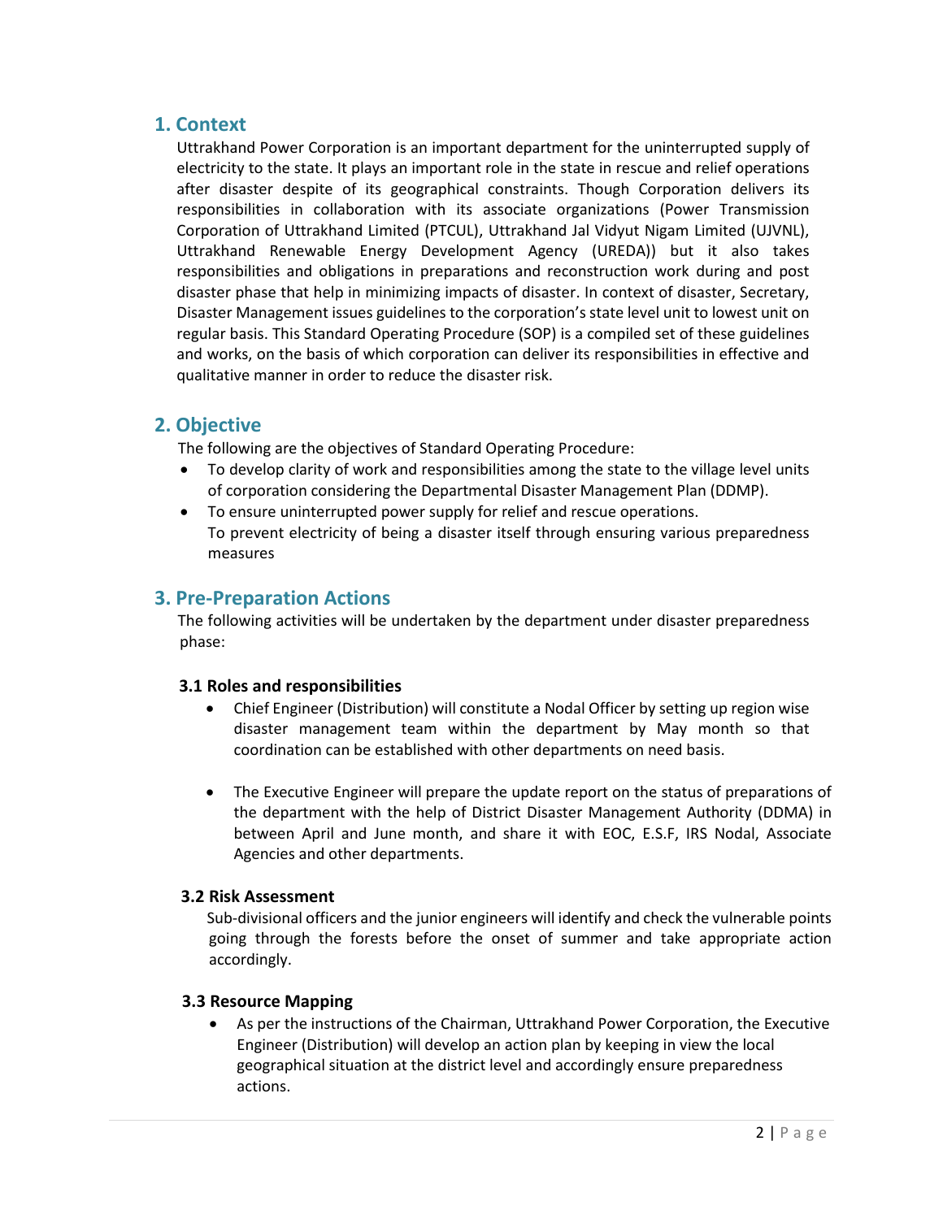## 1. Context

Uttrakhand Power Corporation is an important department for the uninterrupted supply of electricity to the state. It plays an important role in the state in rescue and relief operations after disaster despite of its geographical constraints. Though Corporation delivers its responsibilities in collaboration with its associate organizations (Power Transmission Corporation of Uttrakhand Limited (PTCUL), Uttrakhand Jal Vidyut Nigam Limited (UJVNL), Uttrakhand Renewable Energy Development Agency (UREDA)) but it also takes responsibilities and obligations in preparations and reconstruction work during and post disaster phase that help in minimizing impacts of disaster. In context of disaster, Secretary, Disaster Management issues guidelines to the corporation's state level unit to lowest unit on regular basis. This Standard Operating Procedure (SOP) is a compiled set of these guidelines and works, on the basis of which corporation can deliver its responsibilities in effective and qualitative manner in order to reduce the disaster risk.

## 2. Objective

The following are the objectives of Standard Operating Procedure:

- To develop clarity of work and responsibilities among the state to the village level units of corporation considering the Departmental Disaster Management Plan (DDMP).
- To ensure uninterrupted power supply for relief and rescue operations.
  To prevent electricity of being a disaster itself through ensuring various preparedness measures

## 3. Pre-Preparation Actions

The following activities will be undertaken by the department under disaster preparedness phase:

### 3.1 Roles and responsibilities

- Chief Engineer (Distribution) will constitute a Nodal Officer by setting up region wise disaster management team within the department by May month so that coordination can be established with other departments on need basis.

- The Executive Engineer will prepare the update report on the status of preparations of the department with the help of District Disaster Management Authority (DDMA) in between April and June month, and share it with EOC, E.S.F, IRS Nodal, Associate Agencies and other departments.

### 3.2 Risk Assessment

Sub-divisional officers and the junior engineers will identify and check the vulnerable points going through the forests before the onset of summer and take appropriate action accordingly.

### 3.3 Resource Mapping

- As per the instructions of the Chairman, Uttrakhand Power Corporation, the Executive Engineer (Distribution) will develop an action plan by keeping in view the local geographical situation at the district level and accordingly ensure preparedness actions.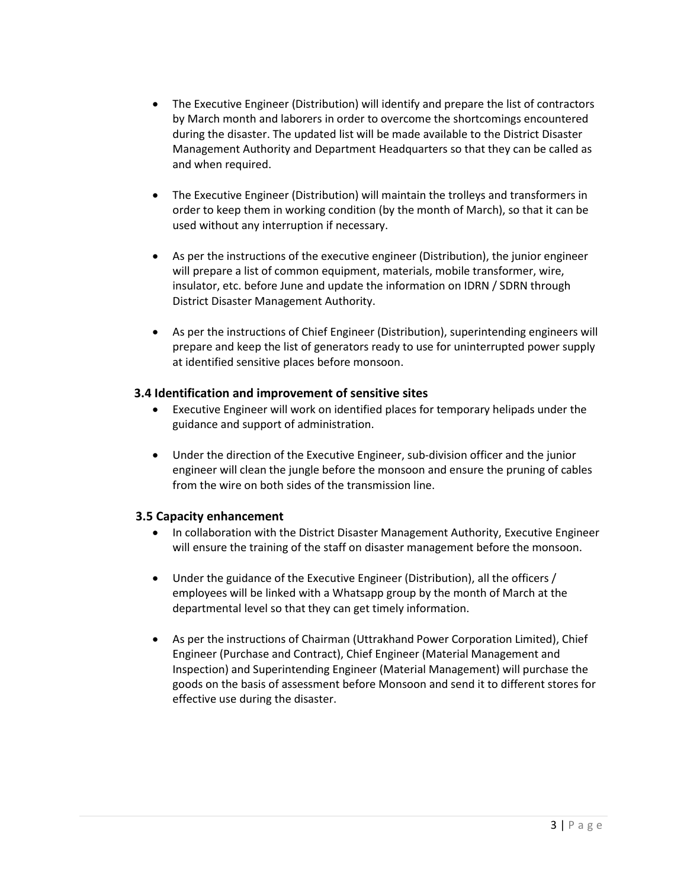- The Executive Engineer (Distribution) will identify and prepare the list of contractors by March month and laborers in order to overcome the shortcomings encountered during the disaster. The updated list will be made available to the District Disaster Management Authority and Department Headquarters so that they can be called as and when required.

- The Executive Engineer (Distribution) will maintain the trolleys and transformers in order to keep them in working condition (by the month of March), so that it can be used without any interruption if necessary.

- As per the instructions of the executive engineer (Distribution), the junior engineer will prepare a list of common equipment, materials, mobile transformer, wire, insulator, etc. before June and update the information on IDRN / SDRN through District Disaster Management Authority.

- As per the instructions of Chief Engineer (Distribution), superintending engineers will prepare and keep the list of generators ready to use for uninterrupted power supply at identified sensitive places before monsoon.

### 3.4 Identification and improvement of sensitive sites

- Executive Engineer will work on identified places for temporary helipads under the guidance and support of administration.

- Under the direction of the Executive Engineer, sub-division officer and the junior engineer will clean the jungle before the monsoon and ensure the pruning of cables from the wire on both sides of the transmission line.

### 3.5 Capacity enhancement

- In collaboration with the District Disaster Management Authority, Executive Engineer will ensure the training of the staff on disaster management before the monsoon.

- Under the guidance of the Executive Engineer (Distribution), all the officers / employees will be linked with a Whatsapp group by the month of March at the departmental level so that they can get timely information.

- As per the instructions of Chairman (Uttrakhand Power Corporation Limited), Chief Engineer (Purchase and Contract), Chief Engineer (Material Management and Inspection) and Superintending Engineer (Material Management) will purchase the goods on the basis of assessment before Monsoon and send it to different stores for effective use during the disaster.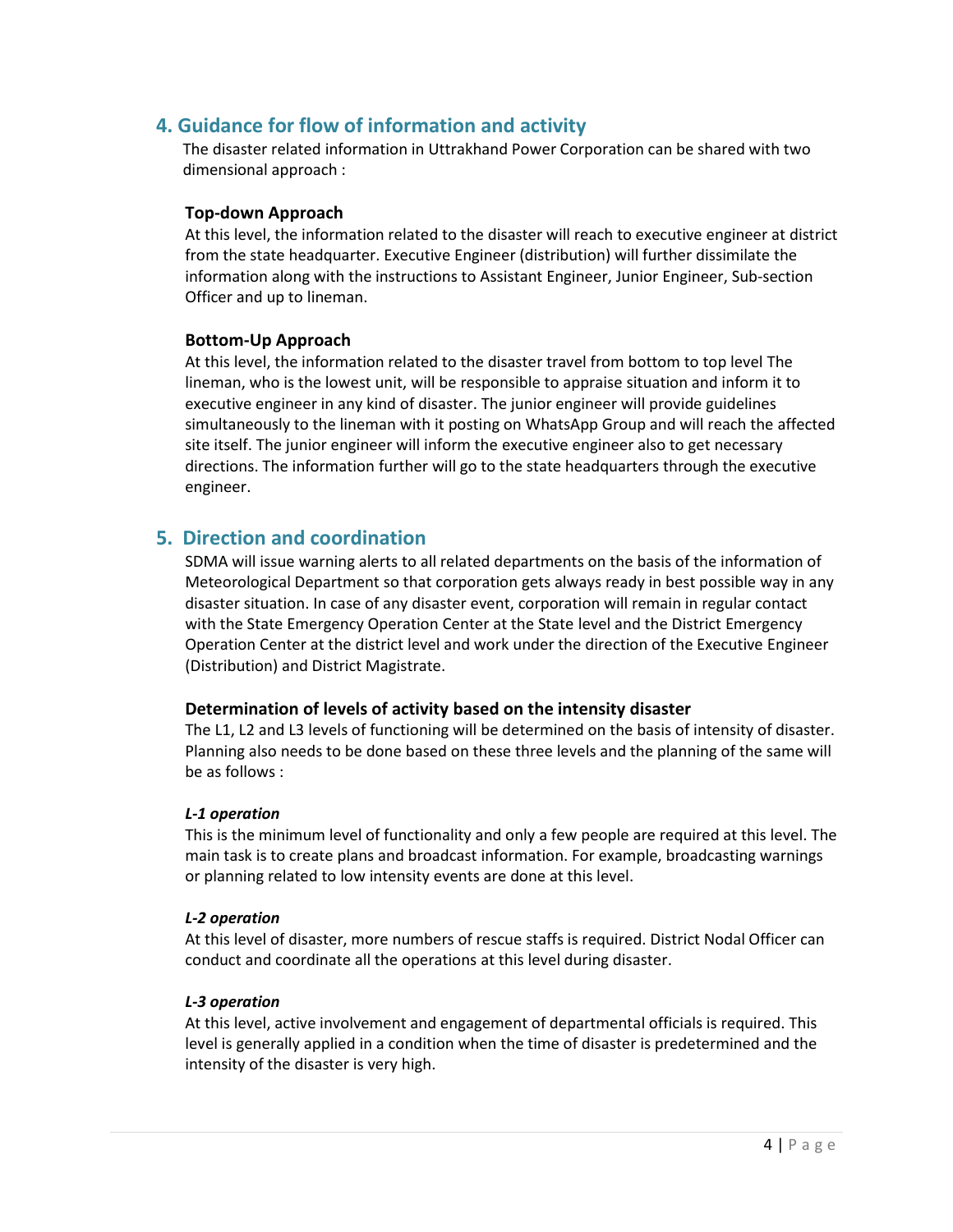## 4. Guidance for flow of information and activity

The disaster related information in Uttrakhand Power Corporation can be shared with two dimensional approach :

### Top-down Approach

At this level, the information related to the disaster will reach to executive engineer at district from the state headquarter. Executive Engineer (distribution) will further dissimilate the information along with the instructions to Assistant Engineer, Junior Engineer, Sub-section Officer and up to lineman.

### Bottom-Up Approach

At this level, the information related to the disaster travel from bottom to top level The lineman, who is the lowest unit, will be responsible to appraise situation and inform it to executive engineer in any kind of disaster. The junior engineer will provide guidelines simultaneously to the lineman with it posting on WhatsApp Group and will reach the affected site itself. The junior engineer will inform the executive engineer also to get necessary directions. The information further will go to the state headquarters through the executive engineer.

## 5. Direction and coordination

SDMA will issue warning alerts to all related departments on the basis of the information of Meteorological Department so that corporation gets always ready in best possible way in any disaster situation. In case of any disaster event, corporation will remain in regular contact with the State Emergency Operation Center at the State level and the District Emergency Operation Center at the district level and work under the direction of the Executive Engineer (Distribution) and District Magistrate.

### Determination of levels of activity based on the intensity disaster

The L1, L2 and L3 levels of functioning will be determined on the basis of intensity of disaster. Planning also needs to be done based on these three levels and the planning of the same will be as follows :

#### *L-1 operation*

This is the minimum level of functionality and only a few people are required at this level. The main task is to create plans and broadcast information. For example, broadcasting warnings or planning related to low intensity events are done at this level.

#### *L-2 operation*

At this level of disaster, more numbers of rescue staffs is required. District Nodal Officer can conduct and coordinate all the operations at this level during disaster.

#### *L-3 operation*

At this level, active involvement and engagement of departmental officials is required. This level is generally applied in a condition when the time of disaster is predetermined and the intensity of the disaster is very high.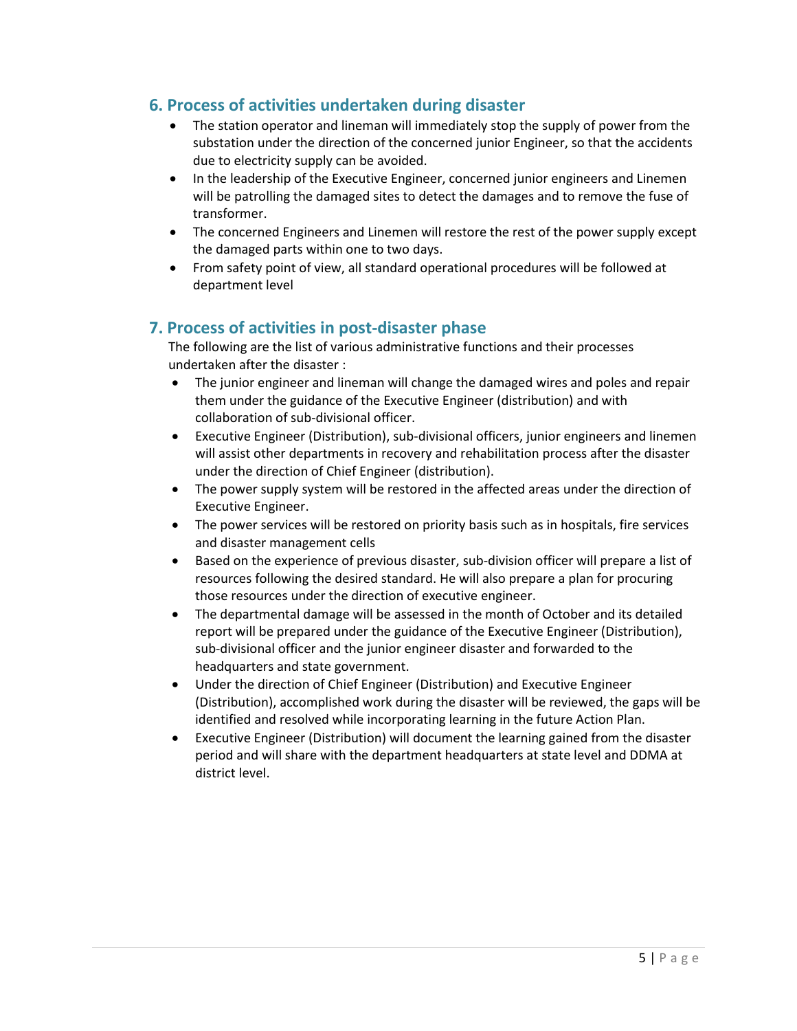## 6. Process of activities undertaken during disaster

- The station operator and lineman will immediately stop the supply of power from the substation under the direction of the concerned junior Engineer, so that the accidents due to electricity supply can be avoided.
- In the leadership of the Executive Engineer, concerned junior engineers and Linemen will be patrolling the damaged sites to detect the damages and to remove the fuse of transformer.
- The concerned Engineers and Linemen will restore the rest of the power supply except the damaged parts within one to two days.
- From safety point of view, all standard operational procedures will be followed at department level

## 7. Process of activities in post-disaster phase

The following are the list of various administrative functions and their processes undertaken after the disaster :

- The junior engineer and lineman will change the damaged wires and poles and repair them under the guidance of the Executive Engineer (distribution) and with collaboration of sub-divisional officer.
- Executive Engineer (Distribution), sub-divisional officers, junior engineers and linemen will assist other departments in recovery and rehabilitation process after the disaster under the direction of Chief Engineer (distribution).
- The power supply system will be restored in the affected areas under the direction of Executive Engineer.
- The power services will be restored on priority basis such as in hospitals, fire services and disaster management cells
- Based on the experience of previous disaster, sub-division officer will prepare a list of resources following the desired standard. He will also prepare a plan for procuring those resources under the direction of executive engineer.
- The departmental damage will be assessed in the month of October and its detailed report will be prepared under the guidance of the Executive Engineer (Distribution), sub-divisional officer and the junior engineer disaster and forwarded to the headquarters and state government.
- Under the direction of Chief Engineer (Distribution) and Executive Engineer (Distribution), accomplished work during the disaster will be reviewed, the gaps will be identified and resolved while incorporating learning in the future Action Plan.
- Executive Engineer (Distribution) will document the learning gained from the disaster period and will share with the department headquarters at state level and DDMA at district level.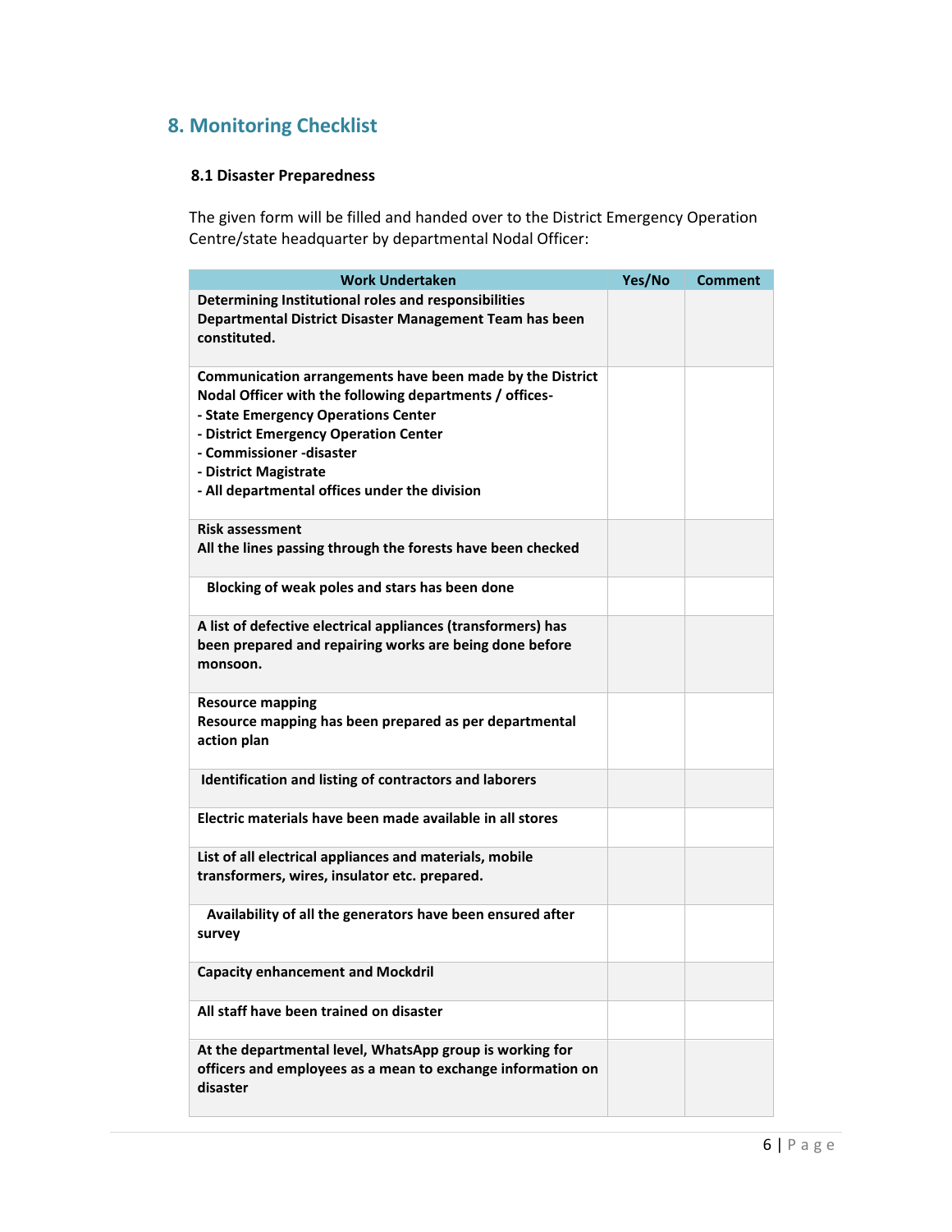## 8. Monitoring Checklist

### 8.1 Disaster Preparedness

The given form will be filled and handed over to the District Emergency Operation Centre/state headquarter by departmental Nodal Officer:

| Work Undertaken | Yes/No | Comment |
|---|---|---|
| **Determining Institutional roles and responsibilities**<br>**Departmental District Disaster Management Team has been constituted.** | | |
| **Communication arrangements have been made by the District Nodal Officer with the following departments / offices-**<br>**- State Emergency Operations Center**<br>**- District Emergency Operation Center**<br>**- Commissioner -disaster**<br>**- District Magistrate**<br>**- All departmental offices under the division** | | |
| **Risk assessment**<br>**All the lines passing through the forests have been checked** | | |
| **Blocking of weak poles and stars has been done** | | |
| **A list of defective electrical appliances (transformers) has been prepared and repairing works are being done before monsoon.** | | |
| **Resource mapping**<br>**Resource mapping has been prepared as per departmental action plan** | | |
| **Identification and listing of contractors and laborers** | | |
| **Electric materials have been made available in all stores** | | |
| **List of all electrical appliances and materials, mobile transformers, wires, insulator etc. prepared.** | | |
| **Availability of all the generators have been ensured after survey** | | |
| **Capacity enhancement and Mockdril** | | |
| **All staff have been trained on disaster** | | |
| **At the departmental level, WhatsApp group is working for officers and employees as a mean to exchange information on disaster** | | |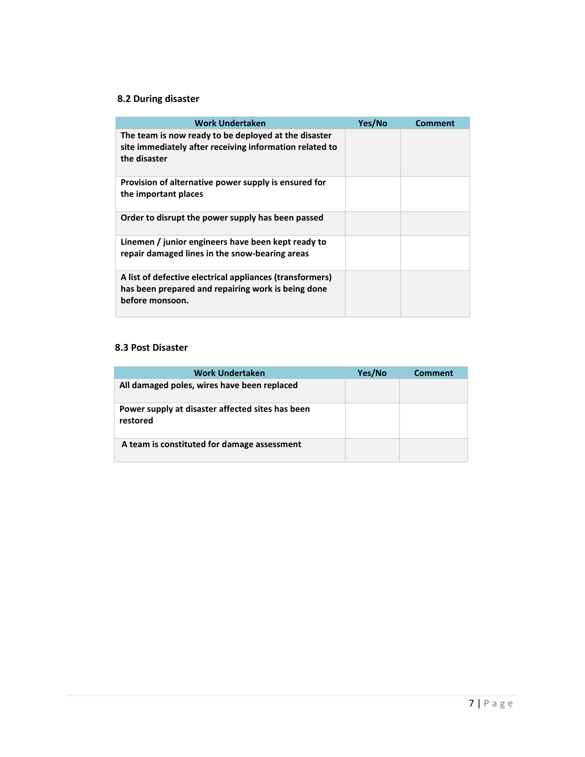### 8.2 During disaster

| Work Undertaken | Yes/No | Comment |
| --- | --- | --- |
| The team is now ready to be deployed at the disaster site immediately after receiving information related to the disaster | | |
| Provision of alternative power supply is ensured for the important places | | |
| Order to disrupt the power supply has been passed | | |
| Linemen / junior engineers have been kept ready to repair damaged lines in the snow-bearing areas | | |
| A list of defective electrical appliances (transformers) has been prepared and repairing work is being done before monsoon. | | |

### 8.3 Post Disaster

| Work Undertaken | Yes/No | Comment |
| --- | --- | --- |
| All damaged poles, wires have been replaced | | |
| Power supply at disaster affected sites has been restored | | |
| A team is constituted for damage assessment | | |